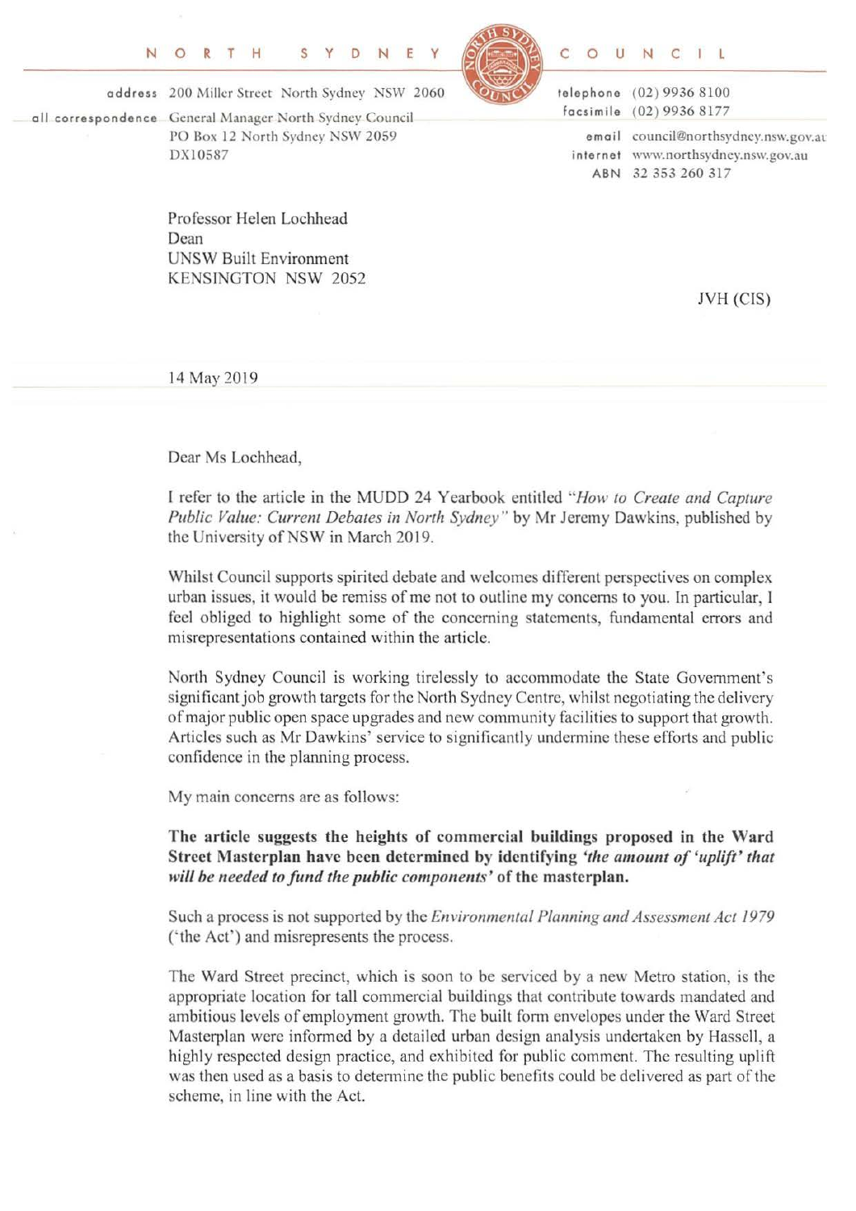NORTH SYDNEY COUNCIL

address 200 Miller Street North Sydney NSW 2060
all correspondence General Manager North Sydney Council
PO Box 12 North Sydney NSW 2059
DX10587

telephone (02) 9936 8100
facsimile (02) 9936 8177
email council@northsydney.nsw.gov.au
internet www.northsydney.nsw.gov.au
ABN 32 353 260 317

Professor Helen Lochhead
Dean
UNSW Built Environment
KENSINGTON NSW 2052

JVH (CIS)

14 May 2019

Dear Ms Lochhead,

I refer to the article in the MUDD 24 Yearbook entitled *"How to Create and Capture Public Value: Current Debates in North Sydney"* by Mr Jeremy Dawkins, published by the University of NSW in March 2019.

Whilst Council supports spirited debate and welcomes different perspectives on complex urban issues, it would be remiss of me not to outline my concerns to you. In particular, I feel obliged to highlight some of the concerning statements, fundamental errors and misrepresentations contained within the article.

North Sydney Council is working tirelessly to accommodate the State Government's significant job growth targets for the North Sydney Centre, whilst negotiating the delivery of major public open space upgrades and new community facilities to support that growth. Articles such as Mr Dawkins' service to significantly undermine these efforts and public confidence in the planning process.

My main concerns are as follows:

**The article suggests the heights of commercial buildings proposed in the Ward Street Masterplan have been determined by identifying *'the amount of 'uplift' that will be needed to fund the public components'* of the masterplan.**

Such a process is not supported by the *Environmental Planning and Assessment Act 1979* ('the Act') and misrepresents the process.

The Ward Street precinct, which is soon to be serviced by a new Metro station, is the appropriate location for tall commercial buildings that contribute towards mandated and ambitious levels of employment growth. The built form envelopes under the Ward Street Masterplan were informed by a detailed urban design analysis undertaken by Hassell, a highly respected design practice, and exhibited for public comment. The resulting uplift was then used as a basis to determine the public benefits could be delivered as part of the scheme, in line with the Act.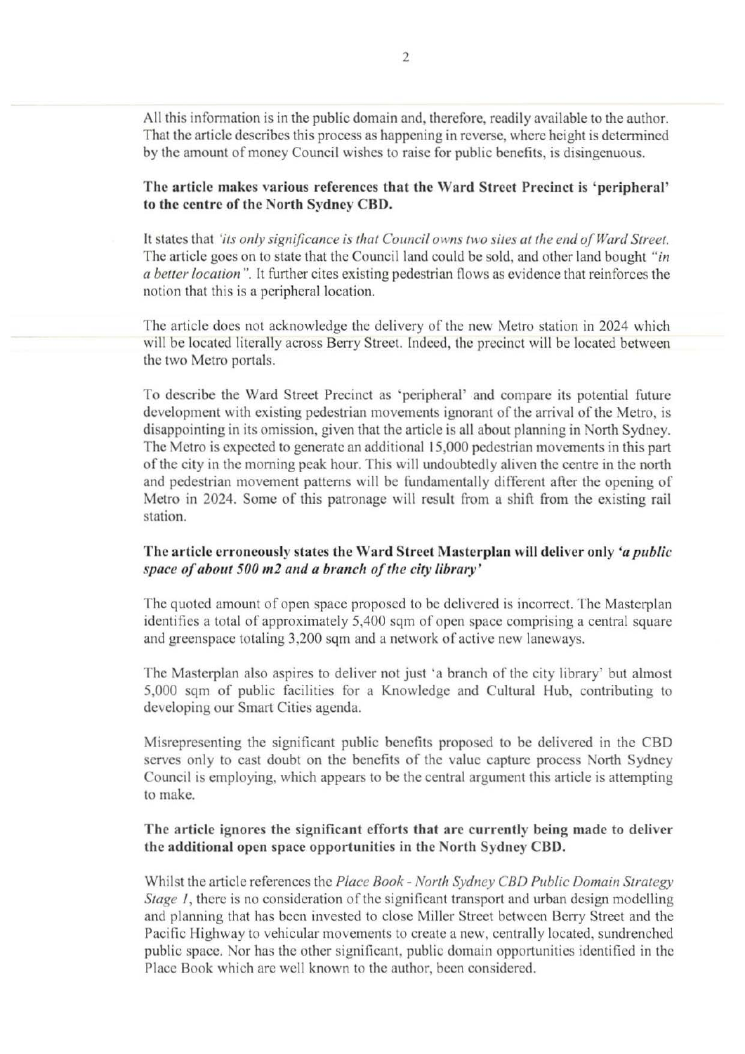All this information is in the public domain and, therefore, readily available to the author. That the article describes this process as happening in reverse, where height is determined by the amount of money Council wishes to raise for public benefits, is disingenuous.

**The article makes various references that the Ward Street Precinct is 'peripheral' to the centre of the North Sydney CBD.**

It states that *'its only significance is that Council owns two sites at the end of Ward Street.* The article goes on to state that the Council land could be sold, and other land bought *"in a better location"*. It further cites existing pedestrian flows as evidence that reinforces the notion that this is a peripheral location.

The article does not acknowledge the delivery of the new Metro station in 2024 which will be located literally across Berry Street. Indeed, the precinct will be located between the two Metro portals.

To describe the Ward Street Precinct as 'peripheral' and compare its potential future development with existing pedestrian movements ignorant of the arrival of the Metro, is disappointing in its omission, given that the article is all about planning in North Sydney. The Metro is expected to generate an additional 15,000 pedestrian movements in this part of the city in the morning peak hour. This will undoubtedly aliven the centre in the north and pedestrian movement patterns will be fundamentally different after the opening of Metro in 2024. Some of this patronage will result from a shift from the existing rail station.

**The article erroneously states the Ward Street Masterplan will deliver only *'a public space of about 500 m2 and a branch of the city library'***

The quoted amount of open space proposed to be delivered is incorrect. The Masterplan identifies a total of approximately 5,400 sqm of open space comprising a central square and greenspace totaling 3,200 sqm and a network of active new laneways.

The Masterplan also aspires to deliver not just 'a branch of the city library' but almost 5,000 sqm of public facilities for a Knowledge and Cultural Hub, contributing to developing our Smart Cities agenda.

Misrepresenting the significant public benefits proposed to be delivered in the CBD serves only to cast doubt on the benefits of the value capture process North Sydney Council is employing, which appears to be the central argument this article is attempting to make.

**The article ignores the significant efforts that are currently being made to deliver the additional open space opportunities in the North Sydney CBD.**

Whilst the article references the *Place Book - North Sydney CBD Public Domain Strategy Stage 1*, there is no consideration of the significant transport and urban design modelling and planning that has been invested to close Miller Street between Berry Street and the Pacific Highway to vehicular movements to create a new, centrally located, sundrenched public space. Nor has the other significant, public domain opportunities identified in the Place Book which are well known to the author, been considered.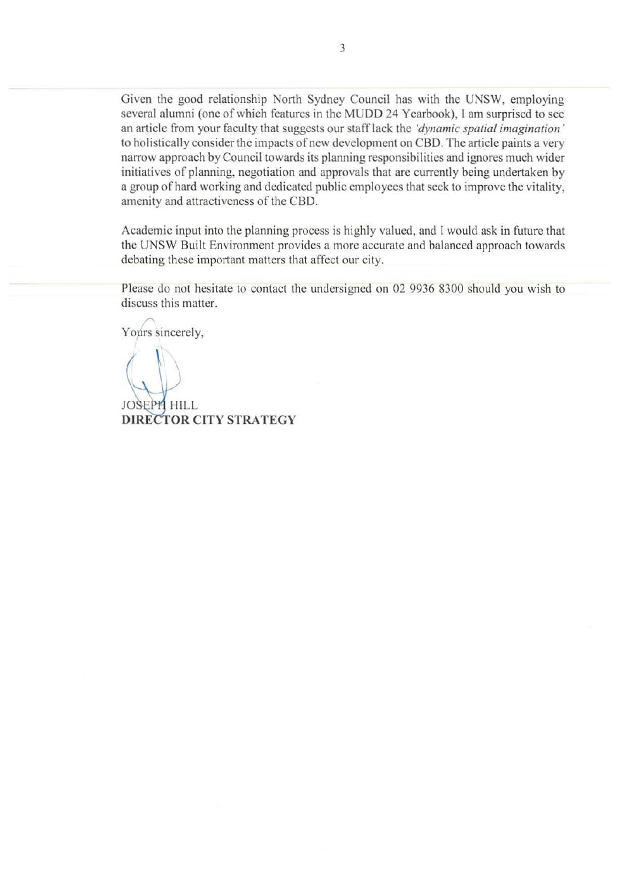Given the good relationship North Sydney Council has with the UNSW, employing several alumni (one of which features in the MUDD 24 Yearbook), I am surprised to see an article from your faculty that suggests our staff lack the *'dynamic spatial imagination'* to holistically consider the impacts of new development on CBD. The article paints a very narrow approach by Council towards its planning responsibilities and ignores much wider initiatives of planning, negotiation and approvals that are currently being undertaken by a group of hard working and dedicated public employees that seek to improve the vitality, amenity and attractiveness of the CBD.

Academic input into the planning process is highly valued, and I would ask in future that the UNSW Built Environment provides a more accurate and balanced approach towards debating these important matters that affect our city.

Please do not hesitate to contact the undersigned on 02 9936 8300 should you wish to discuss this matter.

Yours sincerely,

JOSEPH HILL
**DIRECTOR CITY STRATEGY**